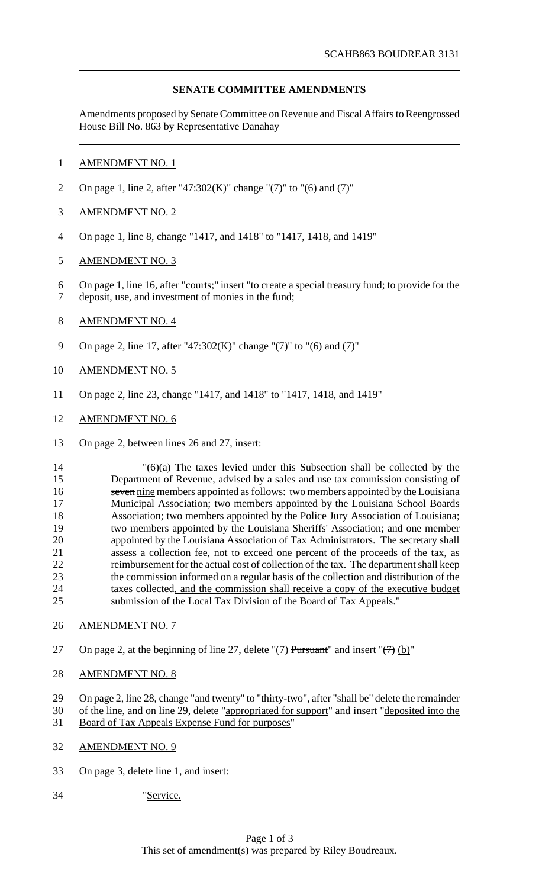SCAHB863 BOUDREAR 3131

## SENATE COMMITTEE AMENDMENTS

Amendments proposed by Senate Committee on Revenue and Fiscal Affairs to Reengrossed House Bill No. 863 by Representative Danahay

AMENDMENT NO. 1

On page 1, line 2, after "47:302(K)" change "(7)" to "(6) and (7)"

AMENDMENT NO. 2

On page 1, line 8, change "1417, and 1418" to "1417, 1418, and 1419"

AMENDMENT NO. 3

On page 1, line 16, after "courts;" insert "to create a special treasury fund; to provide for the deposit, use, and investment of monies in the fund;

AMENDMENT NO. 4

On page 2, line 17, after "47:302(K)" change "(7)" to "(6) and (7)"

AMENDMENT NO. 5

On page 2, line 23, change "1417, and 1418" to "1417, 1418, and 1419"

AMENDMENT NO. 6

On page 2, between lines 26 and 27, insert:

"(6)(a) The taxes levied under this Subsection shall be collected by the Department of Revenue, advised by a sales and use tax commission consisting of ~~seven~~ nine members appointed as follows: two members appointed by the Louisiana Municipal Association; two members appointed by the Louisiana School Boards Association; two members appointed by the Police Jury Association of Louisiana; two members appointed by the Louisiana Sheriffs' Association; and one member appointed by the Louisiana Association of Tax Administrators. The secretary shall assess a collection fee, not to exceed one percent of the proceeds of the tax, as reimbursement for the actual cost of collection of the tax. The department shall keep the commission informed on a regular basis of the collection and distribution of the taxes collected, and the commission shall receive a copy of the executive budget submission of the Local Tax Division of the Board of Tax Appeals."

AMENDMENT NO. 7

On page 2, at the beginning of line 27, delete "(7) ~~Pursuant~~" and insert "~~(7)~~ (b)"

AMENDMENT NO. 8

On page 2, line 28, change "and twenty" to "thirty-two", after "shall be" delete the remainder of the line, and on line 29, delete "appropriated for support" and insert "deposited into the Board of Tax Appeals Expense Fund for purposes"

AMENDMENT NO. 9

On page 3, delete line 1, and insert:

"Service.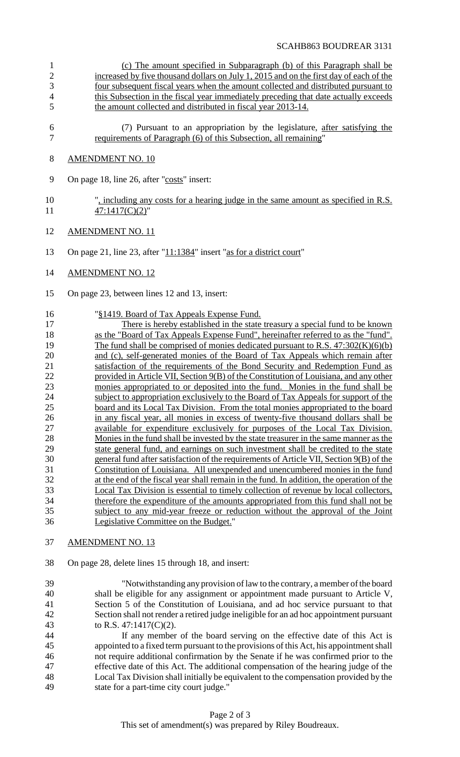(c) The amount specified in Subparagraph (b) of this Paragraph shall be increased by five thousand dollars on July 1, 2015 and on the first day of each of the four subsequent fiscal years when the amount collected and distributed pursuant to this Subsection in the fiscal year immediately preceding that date actually exceeds the amount collected and distributed in fiscal year 2013-14.

(7) Pursuant to an appropriation by the legislature, after satisfying the requirements of Paragraph (6) of this Subsection, all remaining"

AMENDMENT NO. 10

On page 18, line 26, after "costs" insert:

", including any costs for a hearing judge in the same amount as specified in R.S. 47:1417(C)(2)"

AMENDMENT NO. 11

On page 21, line 23, after "11:1384" insert "as for a district court"

AMENDMENT NO. 12

On page 23, between lines 12 and 13, insert:

"§1419. Board of Tax Appeals Expense Fund.

There is hereby established in the state treasury a special fund to be known as the "Board of Tax Appeals Expense Fund", hereinafter referred to as the "fund". The fund shall be comprised of monies dedicated pursuant to R.S. 47:302(K)(6)(b) and (c), self-generated monies of the Board of Tax Appeals which remain after satisfaction of the requirements of the Bond Security and Redemption Fund as provided in Article VII, Section 9(B) of the Constitution of Louisiana, and any other monies appropriated to or deposited into the fund. Monies in the fund shall be subject to appropriation exclusively to the Board of Tax Appeals for support of the board and its Local Tax Division. From the total monies appropriated to the board in any fiscal year, all monies in excess of twenty-five thousand dollars shall be available for expenditure exclusively for purposes of the Local Tax Division. Monies in the fund shall be invested by the state treasurer in the same manner as the state general fund, and earnings on such investment shall be credited to the state general fund after satisfaction of the requirements of Article VII, Section 9(B) of the Constitution of Louisiana. All unexpended and unencumbered monies in the fund at the end of the fiscal year shall remain in the fund. In addition, the operation of the Local Tax Division is essential to timely collection of revenue by local collectors, therefore the expenditure of the amounts appropriated from this fund shall not be subject to any mid-year freeze or reduction without the approval of the Joint Legislative Committee on the Budget."

AMENDMENT NO. 13

On page 28, delete lines 15 through 18, and insert:

"Notwithstanding any provision of law to the contrary, a member of the board shall be eligible for any assignment or appointment made pursuant to Article V, Section 5 of the Constitution of Louisiana, and ad hoc service pursuant to that Section shall not render a retired judge ineligible for an ad hoc appointment pursuant to R.S. 47:1417(C)(2).

If any member of the board serving on the effective date of this Act is appointed to a fixed term pursuant to the provisions of this Act, his appointment shall not require additional confirmation by the Senate if he was confirmed prior to the effective date of this Act. The additional compensation of the hearing judge of the Local Tax Division shall initially be equivalent to the compensation provided by the state for a part-time city court judge."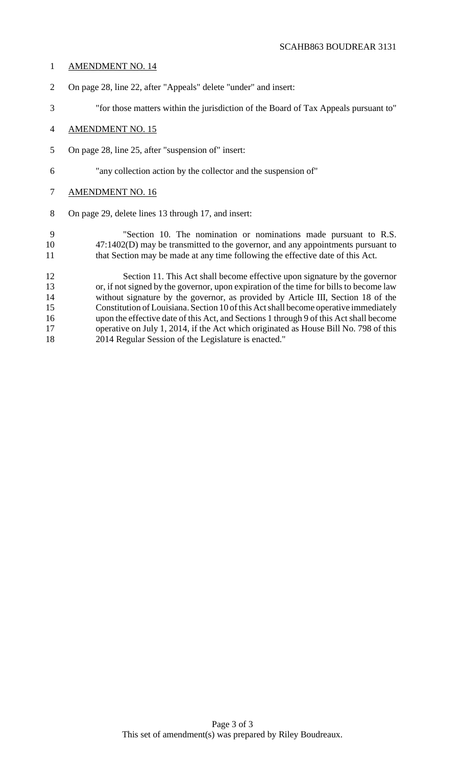AMENDMENT NO. 14

On page 28, line 22, after "Appeals" delete "under" and insert:

"for those matters within the jurisdiction of the Board of Tax Appeals pursuant to"

AMENDMENT NO. 15

On page 28, line 25, after "suspension of" insert:

"any collection action by the collector and the suspension of"

AMENDMENT NO. 16

On page 29, delete lines 13 through 17, and insert:

"Section 10. The nomination or nominations made pursuant to R.S. 47:1402(D) may be transmitted to the governor, and any appointments pursuant to that Section may be made at any time following the effective date of this Act.

Section 11. This Act shall become effective upon signature by the governor or, if not signed by the governor, upon expiration of the time for bills to become law without signature by the governor, as provided by Article III, Section 18 of the Constitution of Louisiana. Section 10 of this Act shall become operative immediately upon the effective date of this Act, and Sections 1 through 9 of this Act shall become operative on July 1, 2014, if the Act which originated as House Bill No. 798 of this 2014 Regular Session of the Legislature is enacted."

This set of amendment(s) was prepared by Riley Boudreaux.